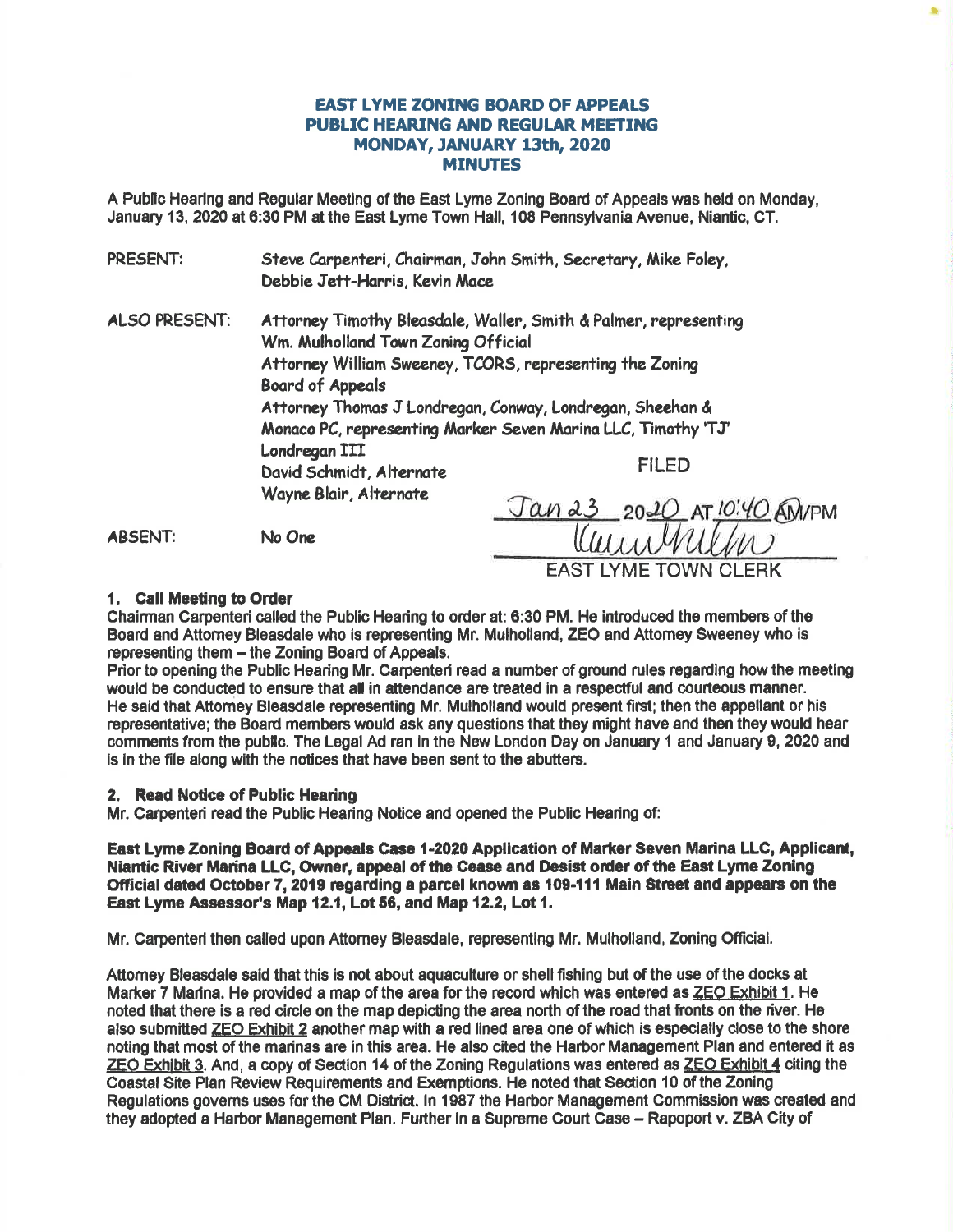# EAST LYME ZONING BOARD OF APPEALS
## PUBLIC HEARING AND REGULAR MEETING
## MONDAY, JANUARY 13th, 2020
## MINUTES

A Public Hearing and Regular Meeting of the East Lyme Zoning Board of Appeals was held on Monday, January 13, 2020 at 6:30 PM at the East Lyme Town Hall, 108 Pennsylvania Avenue, Niantic, CT.

PRESENT: Steve Carpenteri, Chairman, John Smith, Secretary, Mike Foley, Debbie Jett-Harris, Kevin Mace

ALSO PRESENT: Attorney Timothy Bleasdale, Waller, Smith & Palmer, representing Wm. Mulholland Town Zoning Official
Attorney William Sweeney, TCORS, representing the Zoning Board of Appeals
Attorney Thomas J Londregan, Conway, Londregan, Sheehan & Monaco PC, representing Marker Seven Marina LLC, Timothy 'TJ' Londregan III
David Schmidt, Alternate
Wayne Blair, Alternate

ABSENT: No One

FILED
Jan 23 2020 AT 10:40 AM/PM
EAST LYME TOWN CLERK

**1. Call Meeting to Order**
Chairman Carpenteri called the Public Hearing to order at: 6:30 PM. He introduced the members of the Board and Attorney Bleasdale who is representing Mr. Mulholland, ZEO and Attorney Sweeney who is representing them – the Zoning Board of Appeals.
Prior to opening the Public Hearing Mr. Carpenteri read a number of ground rules regarding how the meeting would be conducted to ensure that all in attendance are treated in a respectful and courteous manner.
He said that Attorney Bleasdale representing Mr. Mulholland would present first; then the appellant or his representative; the Board members would ask any questions that they might have and then they would hear comments from the public. The Legal Ad ran in the New London Day on January 1 and January 9, 2020 and is in the file along with the notices that have been sent to the abutters.

**2. Read Notice of Public Hearing**
Mr. Carpenteri read the Public Hearing Notice and opened the Public Hearing of:

**East Lyme Zoning Board of Appeals Case 1-2020 Application of Marker Seven Marina LLC, Applicant, Niantic River Marina LLC, Owner, appeal of the Cease and Desist order of the East Lyme Zoning Official dated October 7, 2019 regarding a parcel known as 109-111 Main Street and appears on the East Lyme Assessor's Map 12.1, Lot 56, and Map 12.2, Lot 1.**

Mr. Carpenteri then called upon Attorney Bleasdale, representing Mr. Mulholland, Zoning Official.

Attorney Bleasdale said that this is not about aquaculture or shell fishing but of the use of the docks at Marker 7 Marina. He provided a map of the area for the record which was entered as ZEO Exhibit 1. He noted that there is a red circle on the map depicting the area north of the road that fronts on the river. He also submitted ZEO Exhibit 2 another map with a red lined area one of which is especially close to the shore noting that most of the marinas are in this area. He also cited the Harbor Management Plan and entered it as ZEO Exhibit 3. And, a copy of Section 14 of the Zoning Regulations was entered as ZEO Exhibit 4 citing the Coastal Site Plan Review Requirements and Exemptions. He noted that Section 10 of the Zoning Regulations governs uses for the CM District. In 1987 the Harbor Management Commission was created and they adopted a Harbor Management Plan. Further in a Supreme Court Case – Rapoport v. ZBA City of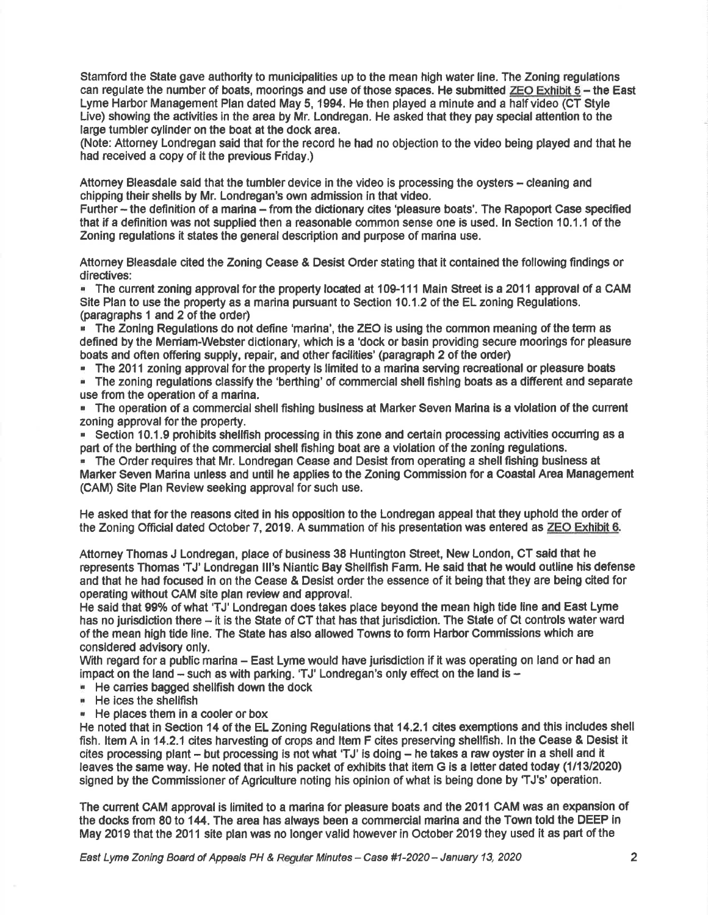Stamford the State gave authority to municipalities up to the mean high water line. The Zoning regulations can regulate the number of boats, moorings and use of those spaces. He submitted ZEO Exhibit 5 – the East Lyme Harbor Management Plan dated May 5, 1994. He then played a minute and a half video (CT Style Live) showing the activities in the area by Mr. Londregan. He asked that they pay special attention to the large tumbler cylinder on the boat at the dock area.

(Note: Attorney Londregan said that for the record he had no objection to the video being played and that he had received a copy of it the previous Friday.)

Attorney Bleasdale said that the tumbler device in the video is processing the oysters – cleaning and chipping their shells by Mr. Londregan's own admission in that video.

Further – the definition of a marina – from the dictionary cites 'pleasure boats'. The Rapoport Case specified that if a definition was not supplied then a reasonable common sense one is used. In Section 10.1.1 of the Zoning regulations it states the general description and purpose of marina use.

Attorney Bleasdale cited the Zoning Cease & Desist Order stating that it contained the following findings or directives:

- The current zoning approval for the property located at 109-111 Main Street is a 2011 approval of a CAM Site Plan to use the property as a marina pursuant to Section 10.1.2 of the EL zoning Regulations. (paragraphs 1 and 2 of the order)
- The Zoning Regulations do not define 'marina', the ZEO is using the common meaning of the term as defined by the Merriam-Webster dictionary, which is a 'dock or basin providing secure moorings for pleasure boats and often offering supply, repair, and other facilities' (paragraph 2 of the order)
- The 2011 zoning approval for the property is limited to a marina serving recreational or pleasure boats
- The zoning regulations classify the 'berthing' of commercial shell fishing boats as a different and separate use from the operation of a marina.
- The operation of a commercial shell fishing business at Marker Seven Marina is a violation of the current zoning approval for the property.
- Section 10.1.9 prohibits shellfish processing in this zone and certain processing activities occurring as a part of the berthing of the commercial shell fishing boat are a violation of the zoning regulations.
- The Order requires that Mr. Londregan Cease and Desist from operating a shell fishing business at Marker Seven Marina unless and until he applies to the Zoning Commission for a Coastal Area Management (CAM) Site Plan Review seeking approval for such use.

He asked that for the reasons cited in his opposition to the Londregan appeal that they uphold the order of the Zoning Official dated October 7, 2019. A summation of his presentation was entered as ZEO Exhibit 6.

Attorney Thomas J Londregan, place of business 38 Huntington Street, New London, CT said that he represents Thomas 'TJ' Londregan III's Niantic Bay Shellfish Farm. He said that he would outline his defense and that he had focused in on the Cease & Desist order the essence of it being that they are being cited for operating without CAM site plan review and approval.

He said that 99% of what 'TJ' Londregan does takes place beyond the mean high tide line and East Lyme has no jurisdiction there – it is the State of CT that has that jurisdiction. The State of Ct controls water ward of the mean high tide line. The State has also allowed Towns to form Harbor Commissions which are considered advisory only.

With regard for a public marina – East Lyme would have jurisdiction if it was operating on land or had an impact on the land – such as with parking. 'TJ' Londregan's only effect on the land is –

- He carries bagged shellfish down the dock
- He ices the shellfish
- He places them in a cooler or box

He noted that in Section 14 of the EL Zoning Regulations that 14.2.1 cites exemptions and this includes shell fish. Item A in 14.2.1 cites harvesting of crops and Item F cites preserving shellfish. In the Cease & Desist it cites processing plant – but processing is not what 'TJ' is doing – he takes a raw oyster in a shell and it leaves the same way. He noted that in his packet of exhibits that item G is a letter dated today (1/13/2020) signed by the Commissioner of Agriculture noting his opinion of what is being done by 'TJ's' operation.

The current CAM approval is limited to a marina for pleasure boats and the 2011 CAM was an expansion of the docks from 80 to 144. The area has always been a commercial marina and the Town told the DEEP in May 2019 that the 2011 site plan was no longer valid however in October 2019 they used it as part of the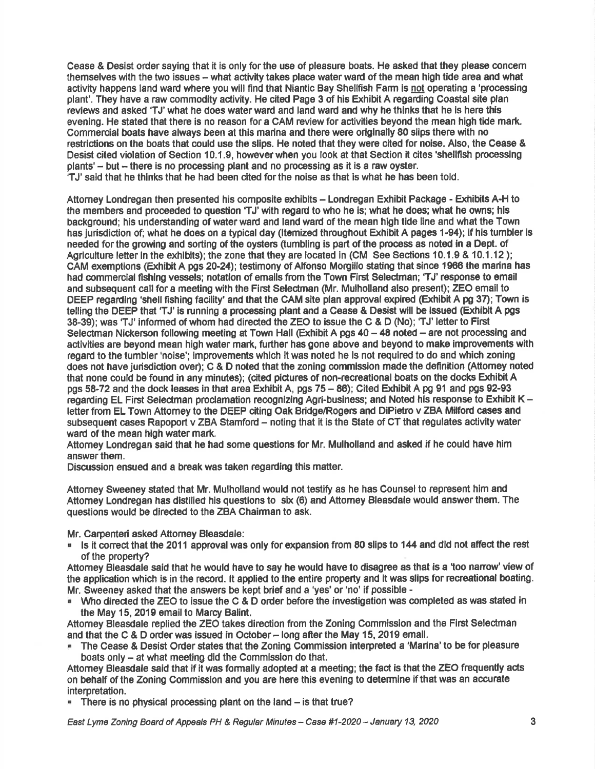Cease & Desist order saying that it is only for the use of pleasure boats. He asked that they please concern themselves with the two issues – what activity takes place water ward of the mean high tide area and what activity happens land ward where you will find that Niantic Bay Shellfish Farm is not operating a 'processing plant'. They have a raw commodity activity. He cited Page 3 of his Exhibit A regarding Coastal site plan reviews and asked 'TJ' what he does water ward and land ward and why he thinks that he is here this evening. He stated that there is no reason for a CAM review for activities beyond the mean high tide mark. Commercial boats have always been at this marina and there were originally 80 slips there with no restrictions on the boats that could use the slips. He noted that they were cited for noise. Also, the Cease & Desist cited violation of Section 10.1.9, however when you look at that Section it cites 'shellfish processing plants' – but – there is no processing plant and no processing as it is a raw oyster.
'TJ' said that he thinks that he had been cited for the noise as that is what he has been told.

Attorney Londregan then presented his composite exhibits – Londregan Exhibit Package - Exhibits A-H to the members and proceeded to question 'TJ' with regard to who he is; what he does; what he owns; his background; his understanding of water ward and land ward of the mean high tide line and what the Town has jurisdiction of; what he does on a typical day (Itemized throughout Exhibit A pages 1-94); if his tumbler is needed for the growing and sorting of the oysters (tumbling is part of the process as noted in a Dept. of Agriculture letter in the exhibits); the zone that they are located in (CM See Sections 10.1.9 & 10.1.12); CAM exemptions (Exhibit A pgs 20-24); testimony of Alfonso Morgillo stating that since 1966 the marina has had commercial fishing vessels; notation of emails from the Town First Selectman; 'TJ' response to email and subsequent call for a meeting with the First Selectman (Mr. Mulholland also present); ZEO email to DEEP regarding 'shell fishing facility' and that the CAM site plan approval expired (Exhibit A pg 37); Town is telling the DEEP that 'TJ' is running a processing plant and a Cease & Desist will be issued (Exhibit A pgs 38-39); was 'TJ' informed of whom had directed the ZEO to issue the C & D (No); 'TJ' letter to First Selectman Nickerson following meeting at Town Hall (Exhibit A pgs 40 – 48 noted – are not processing and activities are beyond mean high water mark, further has gone above and beyond to make improvements with regard to the tumbler 'noise'; improvements which it was noted he is not required to do and which zoning does not have jurisdiction over); C & D noted that the zoning commission made the definition (Attorney noted that none could be found in any minutes); (cited pictures of non-recreational boats on the docks Exhibit A pgs 58-72 and the dock leases in that area Exhibit A, pgs 75 – 86); Cited Exhibit A pg 91 and pgs 92-93 regarding EL First Selectman proclamation recognizing Agri-business; and Noted his response to Exhibit K – letter from EL Town Attorney to the DEEP citing Oak Bridge/Rogers and DiPietro v ZBA Milford cases and subsequent cases Rapoport v ZBA Stamford – noting that it is the State of CT that regulates activity water ward of the mean high water mark.
Attorney Londregan said that he had some questions for Mr. Mulholland and asked if he could have him answer them.
Discussion ensued and a break was taken regarding this matter.

Attorney Sweeney stated that Mr. Mulholland would not testify as he has Counsel to represent him and Attorney Londregan has distilled his questions to six (6) and Attorney Bleasdale would answer them. The questions would be directed to the ZBA Chairman to ask.

Mr. Carpenteri asked Attorney Bleasdale:

- Is it correct that the 2011 approval was only for expansion from 80 slips to 144 and did not affect the rest of the property?

Attorney Bleasdale said that he would have to say he would have to disagree as that is a 'too narrow' view of the application which is in the record. It applied to the entire property and it was slips for recreational boating.
Mr. Sweeney asked that the answers be kept brief and a 'yes' or 'no' if possible -

- Who directed the ZEO to issue the C & D order before the investigation was completed as was stated in the May 15, 2019 email to Marcy Balint.

Attorney Bleasdale replied the ZEO takes direction from the Zoning Commission and the First Selectman and that the C & D order was issued in October – long after the May 15, 2019 email.

- The Cease & Desist Order states that the Zoning Commission interpreted a 'Marina' to be for pleasure boats only – at what meeting did the Commission do that.

Attorney Bleasdale said that if it was formally adopted at a meeting; the fact is that the ZEO frequently acts on behalf of the Zoning Commission and you are here this evening to determine if that was an accurate interpretation.

- There is no physical processing plant on the land – is that true?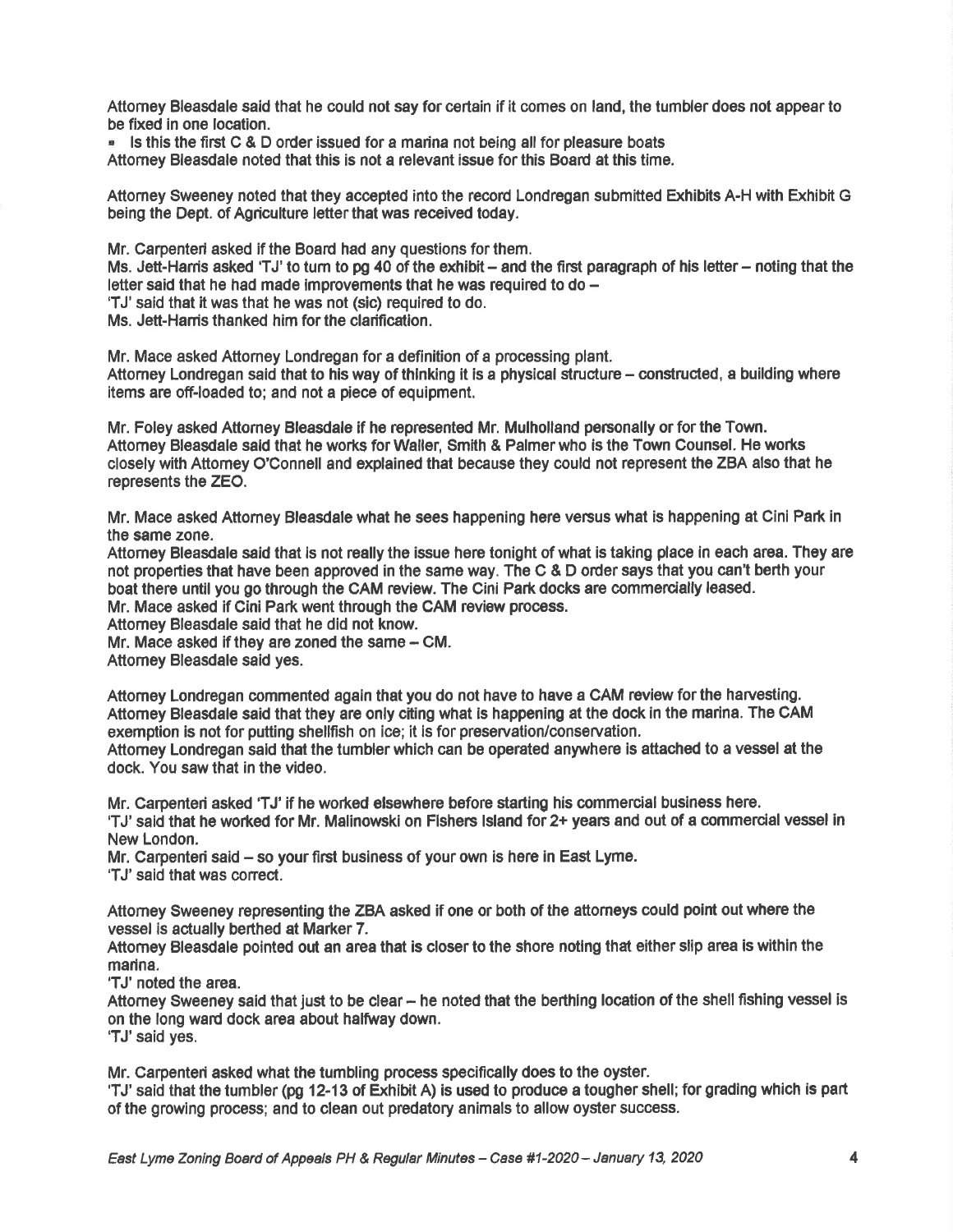Attorney Bleasdale said that he could not say for certain if it comes on land, the tumbler does not appear to be fixed in one location.

- Is this the first C & D order issued for a marina not being all for pleasure boats

Attorney Bleasdale noted that this is not a relevant issue for this Board at this time.

Attorney Sweeney noted that they accepted into the record Londregan submitted Exhibits A-H with Exhibit G being the Dept. of Agriculture letter that was received today.

Mr. Carpenteri asked if the Board had any questions for them.
Ms. Jett-Harris asked 'TJ' to turn to pg 40 of the exhibit – and the first paragraph of his letter – noting that the letter said that he had made improvements that he was required to do –
'TJ' said that it was that he was not (sic) required to do.
Ms. Jett-Harris thanked him for the clarification.

Mr. Mace asked Attorney Londregan for a definition of a processing plant.
Attorney Londregan said that to his way of thinking it is a physical structure – constructed, a building where items are off-loaded to; and not a piece of equipment.

Mr. Foley asked Attorney Bleasdale if he represented Mr. Mulholland personally or for the Town.
Attorney Bleasdale said that he works for Waller, Smith & Palmer who is the Town Counsel. He works closely with Attorney O'Connell and explained that because they could not represent the ZBA also that he represents the ZEO.

Mr. Mace asked Attorney Bleasdale what he sees happening here versus what is happening at Cini Park in the same zone.
Attorney Bleasdale said that is not really the issue here tonight of what is taking place in each area. They are not properties that have been approved in the same way. The C & D order says that you can't berth your boat there until you go through the CAM review. The Cini Park docks are commercially leased.
Mr. Mace asked if Cini Park went through the CAM review process.
Attorney Bleasdale said that he did not know.
Mr. Mace asked if they are zoned the same – CM.
Attorney Bleasdale said yes.

Attorney Londregan commented again that you do not have to have a CAM review for the harvesting.
Attorney Bleasdale said that they are only citing what is happening at the dock in the marina. The CAM exemption is not for putting shellfish on ice; it is for preservation/conservation.
Attorney Londregan said that the tumbler which can be operated anywhere is attached to a vessel at the dock. You saw that in the video.

Mr. Carpenteri asked 'TJ' if he worked elsewhere before starting his commercial business here.
'TJ' said that he worked for Mr. Malinowski on Fishers Island for 2+ years and out of a commercial vessel in New London.
Mr. Carpenteri said – so your first business of your own is here in East Lyme.
'TJ' said that was correct.

Attorney Sweeney representing the ZBA asked if one or both of the attorneys could point out where the vessel is actually berthed at Marker 7.
Attorney Bleasdale pointed out an area that is closer to the shore noting that either slip area is within the marina.
'TJ' noted the area.
Attorney Sweeney said that just to be clear – he noted that the berthing location of the shell fishing vessel is on the long ward dock area about halfway down.
'TJ' said yes.

Mr. Carpenteri asked what the tumbling process specifically does to the oyster.
'TJ' said that the tumbler (pg 12-13 of Exhibit A) is used to produce a tougher shell; for grading which is part of the growing process; and to clean out predatory animals to allow oyster success.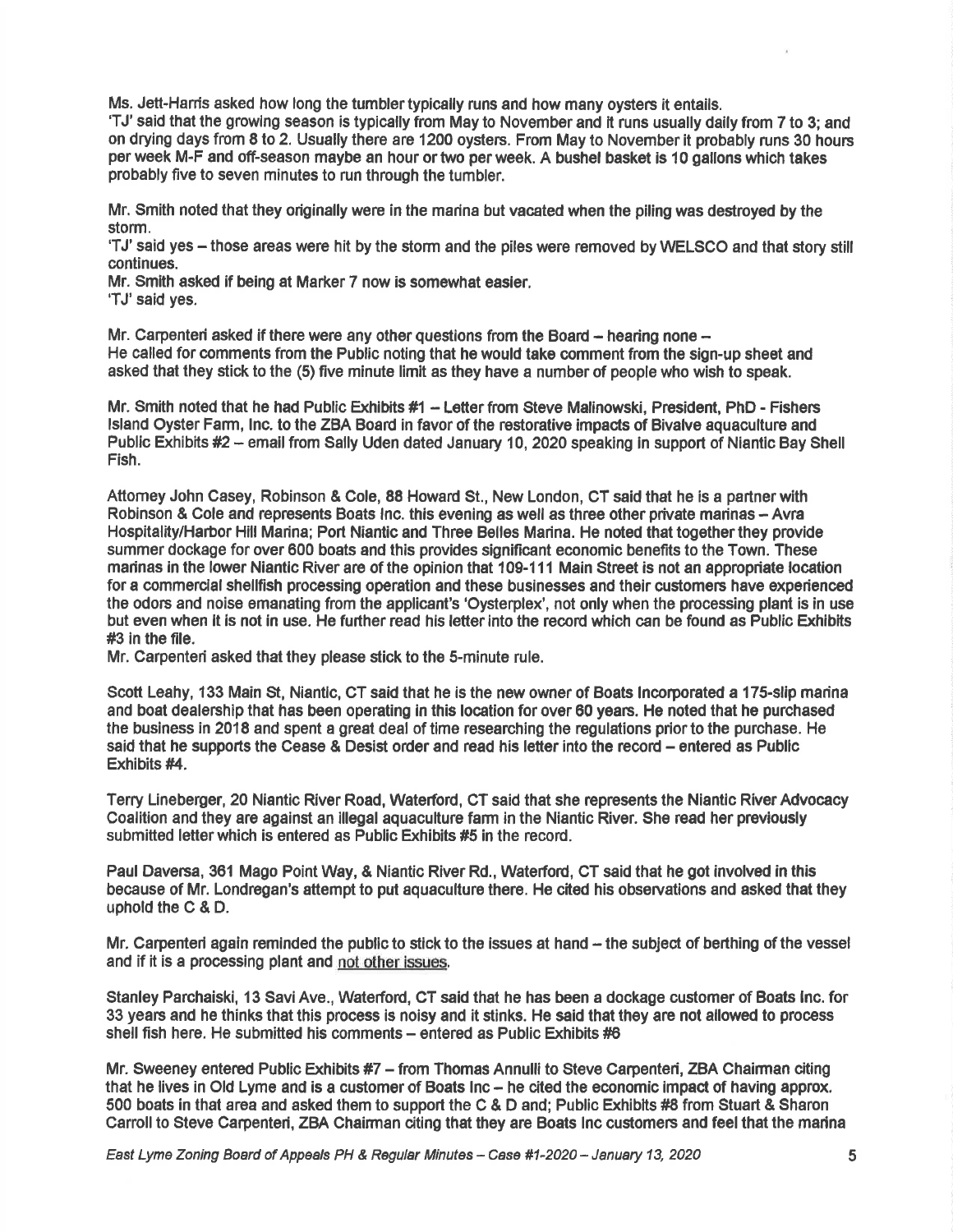Ms. Jett-Harris asked how long the tumbler typically runs and how many oysters it entails.
'TJ' said that the growing season is typically from May to November and it runs usually daily from 7 to 3; and on drying days from 8 to 2. Usually there are 1200 oysters. From May to November it probably runs 30 hours per week M-F and off-season maybe an hour or two per week. A bushel basket is 10 gallons which takes probably five to seven minutes to run through the tumbler.

Mr. Smith noted that they originally were in the marina but vacated when the piling was destroyed by the storm.
'TJ' said yes – those areas were hit by the storm and the piles were removed by WELSCO and that story still continues.
Mr. Smith asked if being at Marker 7 now is somewhat easier.
'TJ' said yes.

Mr. Carpenteri asked if there were any other questions from the Board – hearing none –
He called for comments from the Public noting that he would take comment from the sign-up sheet and asked that they stick to the (5) five minute limit as they have a number of people who wish to speak.

Mr. Smith noted that he had Public Exhibits #1 – Letter from Steve Malinowski, President, PhD - Fishers Island Oyster Farm, Inc. to the ZBA Board in favor of the restorative impacts of Bivalve aquaculture and Public Exhibits #2 – email from Sally Uden dated January 10, 2020 speaking in support of Niantic Bay Shell Fish.

Attorney John Casey, Robinson & Cole, 88 Howard St., New London, CT said that he is a partner with Robinson & Cole and represents Boats Inc. this evening as well as three other private marinas – Avra Hospitality/Harbor Hill Marina; Port Niantic and Three Belles Marina. He noted that together they provide summer dockage for over 600 boats and this provides significant economic benefits to the Town. These marinas in the lower Niantic River are of the opinion that 109-111 Main Street is not an appropriate location for a commercial shellfish processing operation and these businesses and their customers have experienced the odors and noise emanating from the applicant's 'Oysterplex', not only when the processing plant is in use but even when it is not in use. He further read his letter into the record which can be found as Public Exhibits #3 in the file.
Mr. Carpenteri asked that they please stick to the 5-minute rule.

Scott Leahy, 133 Main St, Niantic, CT said that he is the new owner of Boats Incorporated a 175-slip marina and boat dealership that has been operating in this location for over 60 years. He noted that he purchased the business in 2018 and spent a great deal of time researching the regulations prior to the purchase. He said that he supports the Cease & Desist order and read his letter into the record – entered as Public Exhibits #4.

Terry Lineberger, 20 Niantic River Road, Waterford, CT said that she represents the Niantic River Advocacy Coalition and they are against an illegal aquaculture farm in the Niantic River. She read her previously submitted letter which is entered as Public Exhibits #5 in the record.

Paul Daversa, 361 Mago Point Way, & Niantic River Rd., Waterford, CT said that he got involved in this because of Mr. Londregan's attempt to put aquaculture there. He cited his observations and asked that they uphold the C & D.

Mr. Carpenteri again reminded the public to stick to the issues at hand – the subject of berthing of the vessel and if it is a processing plant and not other issues.

Stanley Parchaiski, 13 Savi Ave., Waterford, CT said that he has been a dockage customer of Boats Inc. for 33 years and he thinks that this process is noisy and it stinks. He said that they are not allowed to process shell fish here. He submitted his comments – entered as Public Exhibits #6

Mr. Sweeney entered Public Exhibits #7 – from Thomas Annulli to Steve Carpenteri, ZBA Chairman citing that he lives in Old Lyme and is a customer of Boats Inc – he cited the economic impact of having approx. 500 boats in that area and asked them to support the C & D and; Public Exhibits #8 from Stuart & Sharon Carroll to Steve Carpenteri, ZBA Chairman citing that they are Boats Inc customers and feel that the marina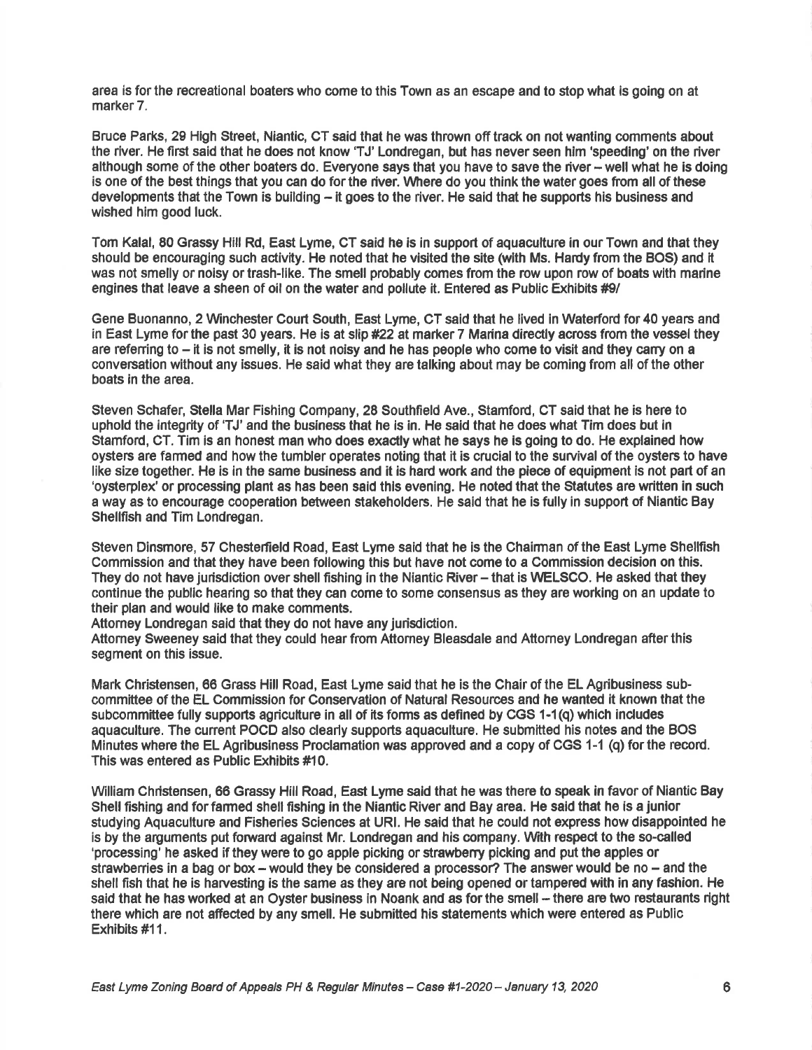area is for the recreational boaters who come to this Town as an escape and to stop what is going on at marker 7.

Bruce Parks, 29 High Street, Niantic, CT said that he was thrown off track on not wanting comments about the river. He first said that he does not know 'TJ' Londregan, but has never seen him 'speeding' on the river although some of the other boaters do. Everyone says that you have to save the river – well what he is doing is one of the best things that you can do for the river. Where do you think the water goes from all of these developments that the Town is building – it goes to the river. He said that he supports his business and wished him good luck.

Tom Kalal, 80 Grassy Hill Rd, East Lyme, CT said he is in support of aquaculture in our Town and that they should be encouraging such activity. He noted that he visited the site (with Ms. Hardy from the BOS) and it was not smelly or noisy or trash-like. The smell probably comes from the row upon row of boats with marine engines that leave a sheen of oil on the water and pollute it. Entered as Public Exhibits #9/

Gene Buonanno, 2 Winchester Court South, East Lyme, CT said that he lived in Waterford for 40 years and in East Lyme for the past 30 years. He is at slip #22 at marker 7 Marina directly across from the vessel they are referring to – it is not smelly, it is not noisy and he has people who come to visit and they carry on a conversation without any issues. He said what they are talking about may be coming from all of the other boats in the area.

Steven Schafer, Stella Mar Fishing Company, 28 Southfield Ave., Stamford, CT said that he is here to uphold the integrity of 'TJ' and the business that he is in. He said that he does what Tim does but in Stamford, CT. Tim is an honest man who does exactly what he says he is going to do. He explained how oysters are farmed and how the tumbler operates noting that it is crucial to the survival of the oysters to have like size together. He is in the same business and it is hard work and the piece of equipment is not part of an 'oysterplex' or processing plant as has been said this evening. He noted that the Statutes are written in such a way as to encourage cooperation between stakeholders. He said that he is fully in support of Niantic Bay Shellfish and Tim Londregan.

Steven Dinsmore, 57 Chesterfield Road, East Lyme said that he is the Chairman of the East Lyme Shellfish Commission and that they have been following this but have not come to a Commission decision on this. They do not have jurisdiction over shell fishing in the Niantic River – that is WELSCO. He asked that they continue the public hearing so that they can come to some consensus as they are working on an update to their plan and would like to make comments.
Attorney Londregan said that they do not have any jurisdiction.
Attorney Sweeney said that they could hear from Attorney Bleasdale and Attorney Londregan after this segment on this issue.

Mark Christensen, 66 Grass Hill Road, East Lyme said that he is the Chair of the EL Agribusiness sub-committee of the EL Commission for Conservation of Natural Resources and he wanted it known that the subcommittee fully supports agriculture in all of its forms as defined by CGS 1-1(q) which includes aquaculture. The current POCD also clearly supports aquaculture. He submitted his notes and the BOS Minutes where the EL Agribusiness Proclamation was approved and a copy of CGS 1-1 (q) for the record. This was entered as Public Exhibits #10.

William Christensen, 66 Grassy Hill Road, East Lyme said that he was there to speak in favor of Niantic Bay Shell fishing and for farmed shell fishing in the Niantic River and Bay area. He said that he is a junior studying Aquaculture and Fisheries Sciences at URI. He said that he could not express how disappointed he is by the arguments put forward against Mr. Londregan and his company. With respect to the so-called 'processing' he asked if they were to go apple picking or strawberry picking and put the apples or strawberries in a bag or box – would they be considered a processor? The answer would be no – and the shell fish that he is harvesting is the same as they are not being opened or tampered with in any fashion. He said that he has worked at an Oyster business in Noank and as for the smell – there are two restaurants right there which are not affected by any smell. He submitted his statements which were entered as Public Exhibits #11.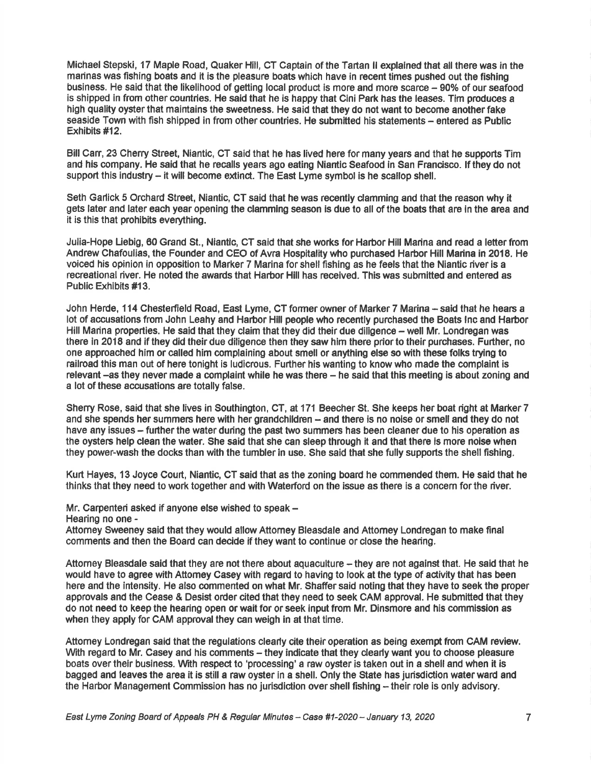Michael Stepski, 17 Maple Road, Quaker Hill, CT Captain of the Tartan II explained that all there was in the marinas was fishing boats and it is the pleasure boats which have in recent times pushed out the fishing business. He said that the likelihood of getting local product is more and more scarce – 90% of our seafood is shipped in from other countries. He said that he is happy that Cini Park has the leases. Tim produces a high quality oyster that maintains the sweetness. He said that they do not want to become another fake seaside Town with fish shipped in from other countries. He submitted his statements – entered as Public Exhibits #12.

Bill Carr, 23 Cherry Street, Niantic, CT said that he has lived here for many years and that he supports Tim and his company. He said that he recalls years ago eating Niantic Seafood in San Francisco. If they do not support this industry – it will become extinct. The East Lyme symbol is he scallop shell.

Seth Garlick 5 Orchard Street, Niantic, CT said that he was recently clamming and that the reason why it gets later and later each year opening the clamming season is due to all of the boats that are in the area and it is this that prohibits everything.

Julia-Hope Liebig, 60 Grand St., Niantic, CT said that she works for Harbor Hill Marina and read a letter from Andrew Chafoulias, the Founder and CEO of Avra Hospitality who purchased Harbor Hill Marina in 2018. He voiced his opinion in opposition to Marker 7 Marina for shell fishing as he feels that the Niantic river is a recreational river. He noted the awards that Harbor Hill has received. This was submitted and entered as Public Exhibits #13.

John Herde, 114 Chesterfield Road, East Lyme, CT former owner of Marker 7 Marina – said that he hears a lot of accusations from John Leahy and Harbor Hill people who recently purchased the Boats Inc and Harbor Hill Marina properties. He said that they claim that they did their due diligence – well Mr. Londregan was there in 2018 and if they did their due diligence then they saw him there prior to their purchases. Further, no one approached him or called him complaining about smell or anything else so with these folks trying to railroad this man out of here tonight is ludicrous. Further his wanting to know who made the complaint is relevant –as they never made a complaint while he was there – he said that this meeting is about zoning and a lot of these accusations are totally false.

Sherry Rose, said that she lives in Southington, CT, at 171 Beecher St. She keeps her boat right at Marker 7 and she spends her summers here with her grandchildren – and there is no noise or smell and they do not have any issues – further the water during the past two summers has been cleaner due to his operation as the oysters help clean the water. She said that she can sleep through it and that there is more noise when they power-wash the docks than with the tumbler in use. She said that she fully supports the shell fishing.

Kurt Hayes, 13 Joyce Court, Niantic, CT said that as the zoning board he commended them. He said that he thinks that they need to work together and with Waterford on the issue as there is a concern for the river.

Mr. Carpenteri asked if anyone else wished to speak –
Hearing no one -
Attorney Sweeney said that they would allow Attorney Bleasdale and Attorney Londregan to make final comments and then the Board can decide if they want to continue or close the hearing.

Attorney Bleasdale said that they are not there about aquaculture – they are not against that. He said that he would have to agree with Attorney Casey with regard to having to look at the type of activity that has been here and the intensity. He also commented on what Mr. Shaffer said noting that they have to seek the proper approvals and the Cease & Desist order cited that they need to seek CAM approval. He submitted that they do not need to keep the hearing open or wait for or seek input from Mr. Dinsmore and his commission as when they apply for CAM approval they can weigh in at that time.

Attorney Londregan said that the regulations clearly cite their operation as being exempt from CAM review. With regard to Mr. Casey and his comments – they indicate that they clearly want you to choose pleasure boats over their business. With respect to 'processing' a raw oyster is taken out in a shell and when it is bagged and leaves the area it is still a raw oyster in a shell. Only the State has jurisdiction water ward and the Harbor Management Commission has no jurisdiction over shell fishing – their role is only advisory.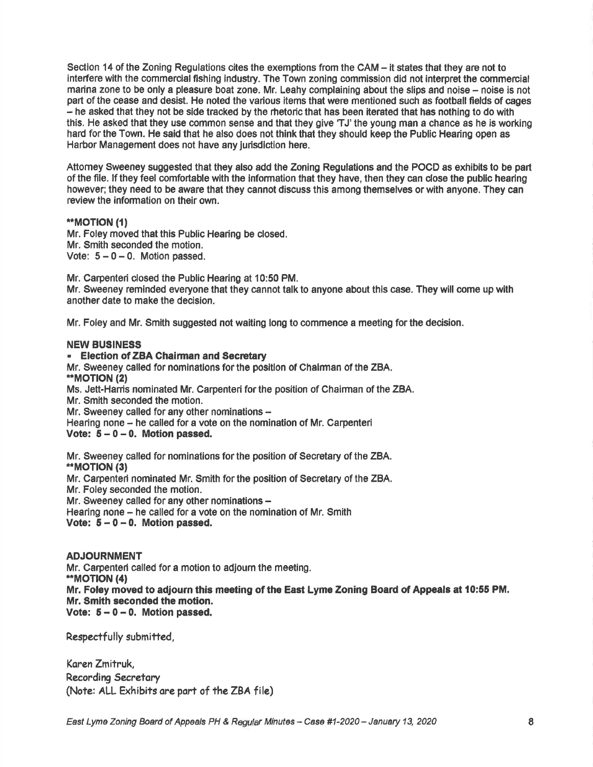Section 14 of the Zoning Regulations cites the exemptions from the CAM – it states that they are not to interfere with the commercial fishing industry. The Town zoning commission did not interpret the commercial marina zone to be only a pleasure boat zone. Mr. Leahy complaining about the slips and noise – noise is not part of the cease and desist. He noted the various items that were mentioned such as football fields of cages – he asked that they not be side tracked by the rhetoric that has been iterated that has nothing to do with this. He asked that they use common sense and that they give 'TJ' the young man a chance as he is working hard for the Town. He said that he also does not think that they should keep the Public Hearing open as Harbor Management does not have any jurisdiction here.

Attorney Sweeney suggested that they also add the Zoning Regulations and the POCD as exhibits to be part of the file. If they feel comfortable with the information that they have, then they can close the public hearing however; they need to be aware that they cannot discuss this among themselves or with anyone. They can review the information on their own.

**\*\*MOTION (1)**
Mr. Foley moved that this Public Hearing be closed.
Mr. Smith seconded the motion.
Vote: 5 – 0 – 0. Motion passed.

Mr. Carpenteri closed the Public Hearing at 10:50 PM.
Mr. Sweeney reminded everyone that they cannot talk to anyone about this case. They will come up with another date to make the decision.

Mr. Foley and Mr. Smith suggested not waiting long to commence a meeting for the decision.

**NEW BUSINESS**

- **Election of ZBA Chairman and Secretary**

Mr. Sweeney called for nominations for the position of Chairman of the ZBA.
**\*\*MOTION (2)**
Ms. Jett-Harris nominated Mr. Carpenteri for the position of Chairman of the ZBA.
Mr. Smith seconded the motion.
Mr. Sweeney called for any other nominations –
Hearing none – he called for a vote on the nomination of Mr. Carpenteri
**Vote: 5 – 0 – 0. Motion passed.**

Mr. Sweeney called for nominations for the position of Secretary of the ZBA.
**\*\*MOTION (3)**
Mr. Carpenteri nominated Mr. Smith for the position of Secretary of the ZBA.
Mr. Foley seconded the motion.
Mr. Sweeney called for any other nominations –
Hearing none – he called for a vote on the nomination of Mr. Smith
**Vote: 5 – 0 – 0. Motion passed.**

**ADJOURNMENT**
Mr. Carpenteri called for a motion to adjourn the meeting.
**\*\*MOTION (4)**
**Mr. Foley moved to adjourn this meeting of the East Lyme Zoning Board of Appeals at 10:55 PM.**
**Mr. Smith seconded the motion.**
**Vote: 5 – 0 – 0. Motion passed.**

Respectfully submitted,

Karen Zmitruk,
Recording Secretary
(Note: ALL Exhibits are part of the ZBA file)